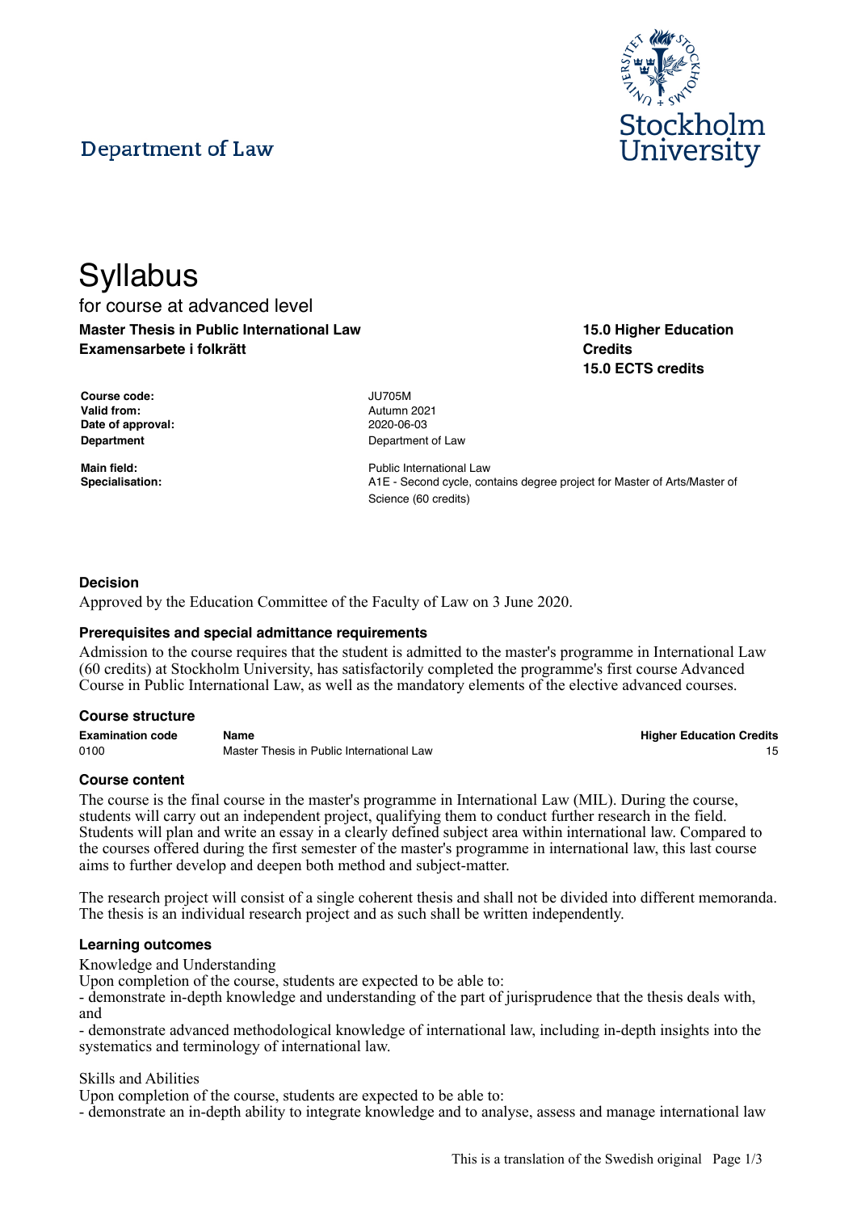Department of Law

Stockholm University

# Syllabus

for course at advanced level

**Master Thesis in Public International Law**
**Examensarbete i folkrätt**

**15.0 Higher Education Credits**
**15.0 ECTS credits**

| | |
|---|---|
| **Course code:** | JU705M |
| **Valid from:** | Autumn 2021 |
| **Date of approval:** | 2020-06-03 |
| **Department** | Department of Law |
| **Main field:** | Public International Law |
| **Specialisation:** | A1E - Second cycle, contains degree project for Master of Arts/Master of Science (60 credits) |

### Decision

Approved by the Education Committee of the Faculty of Law on 3 June 2020.

### Prerequisites and special admittance requirements

Admission to the course requires that the student is admitted to the master's programme in International Law (60 credits) at Stockholm University, has satisfactorily completed the programme's first course Advanced Course in Public International Law, as well as the mandatory elements of the elective advanced courses.

### Course structure

| Examination code | Name | Higher Education Credits |
|---|---|---|
| 0100 | Master Thesis in Public International Law | 15 |

### Course content

The course is the final course in the master's programme in International Law (MIL). During the course, students will carry out an independent project, qualifying them to conduct further research in the field. Students will plan and write an essay in a clearly defined subject area within international law. Compared to the courses offered during the first semester of the master's programme in international law, this last course aims to further develop and deepen both method and subject-matter.

The research project will consist of a single coherent thesis and shall not be divided into different memoranda. The thesis is an individual research project and as such shall be written independently.

### Learning outcomes

Knowledge and Understanding
Upon completion of the course, students are expected to be able to:
- demonstrate in-depth knowledge and understanding of the part of jurisprudence that the thesis deals with, and
- demonstrate advanced methodological knowledge of international law, including in-depth insights into the systematics and terminology of international law.

Skills and Abilities
Upon completion of the course, students are expected to be able to:
- demonstrate an in-depth ability to integrate knowledge and to analyse, assess and manage international law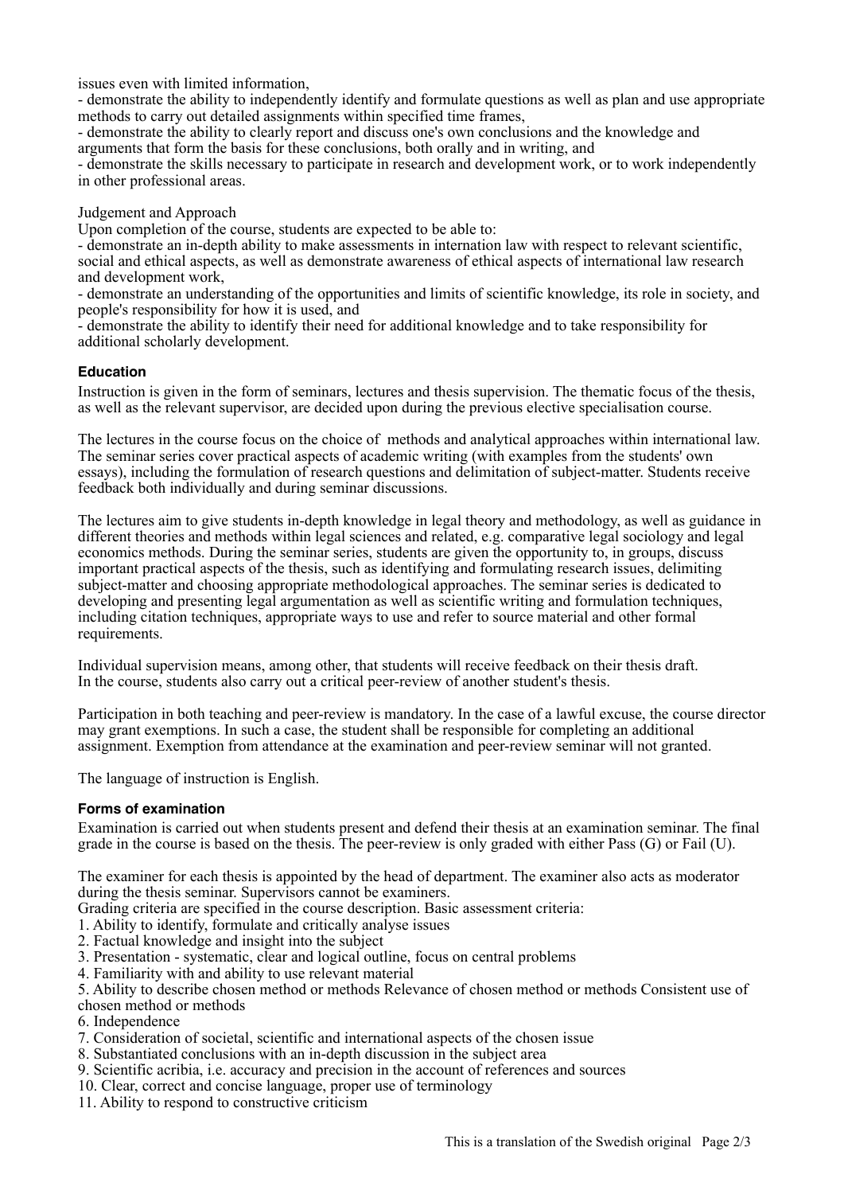issues even with limited information,
- demonstrate the ability to independently identify and formulate questions as well as plan and use appropriate methods to carry out detailed assignments within specified time frames,
- demonstrate the ability to clearly report and discuss one's own conclusions and the knowledge and arguments that form the basis for these conclusions, both orally and in writing, and
- demonstrate the skills necessary to participate in research and development work, or to work independently in other professional areas.

Judgement and Approach

Upon completion of the course, students are expected to be able to:
- demonstrate an in-depth ability to make assessments in internation law with respect to relevant scientific, social and ethical aspects, as well as demonstrate awareness of ethical aspects of international law research and development work,
- demonstrate an understanding of the opportunities and limits of scientific knowledge, its role in society, and people's responsibility for how it is used, and
- demonstrate the ability to identify their need for additional knowledge and to take responsibility for additional scholarly development.

**Education**

Instruction is given in the form of seminars, lectures and thesis supervision. The thematic focus of the thesis, as well as the relevant supervisor, are decided upon during the previous elective specialisation course.

The lectures in the course focus on the choice of methods and analytical approaches within international law. The seminar series cover practical aspects of academic writing (with examples from the students' own essays), including the formulation of research questions and delimitation of subject-matter. Students receive feedback both individually and during seminar discussions.

The lectures aim to give students in-depth knowledge in legal theory and methodology, as well as guidance in different theories and methods within legal sciences and related, e.g. comparative legal sociology and legal economics methods. During the seminar series, students are given the opportunity to, in groups, discuss important practical aspects of the thesis, such as identifying and formulating research issues, delimiting subject-matter and choosing appropriate methodological approaches. The seminar series is dedicated to developing and presenting legal argumentation as well as scientific writing and formulation techniques, including citation techniques, appropriate ways to use and refer to source material and other formal requirements.

Individual supervision means, among other, that students will receive feedback on their thesis draft.
In the course, students also carry out a critical peer-review of another student's thesis.

Participation in both teaching and peer-review is mandatory. In the case of a lawful excuse, the course director may grant exemptions. In such a case, the student shall be responsible for completing an additional assignment. Exemption from attendance at the examination and peer-review seminar will not granted.

The language of instruction is English.

**Forms of examination**

Examination is carried out when students present and defend their thesis at an examination seminar. The final grade in the course is based on the thesis. The peer-review is only graded with either Pass (G) or Fail (U).

The examiner for each thesis is appointed by the head of department. The examiner also acts as moderator during the thesis seminar. Supervisors cannot be examiners.
Grading criteria are specified in the course description. Basic assessment criteria:
1. Ability to identify, formulate and critically analyse issues
2. Factual knowledge and insight into the subject
3. Presentation - systematic, clear and logical outline, focus on central problems
4. Familiarity with and ability to use relevant material
5. Ability to describe chosen method or methods Relevance of chosen method or methods Consistent use of chosen method or methods
6. Independence
7. Consideration of societal, scientific and international aspects of the chosen issue
8. Substantiated conclusions with an in-depth discussion in the subject area
9. Scientific acribia, i.e. accuracy and precision in the account of references and sources
10. Clear, correct and concise language, proper use of terminology
11. Ability to respond to constructive criticism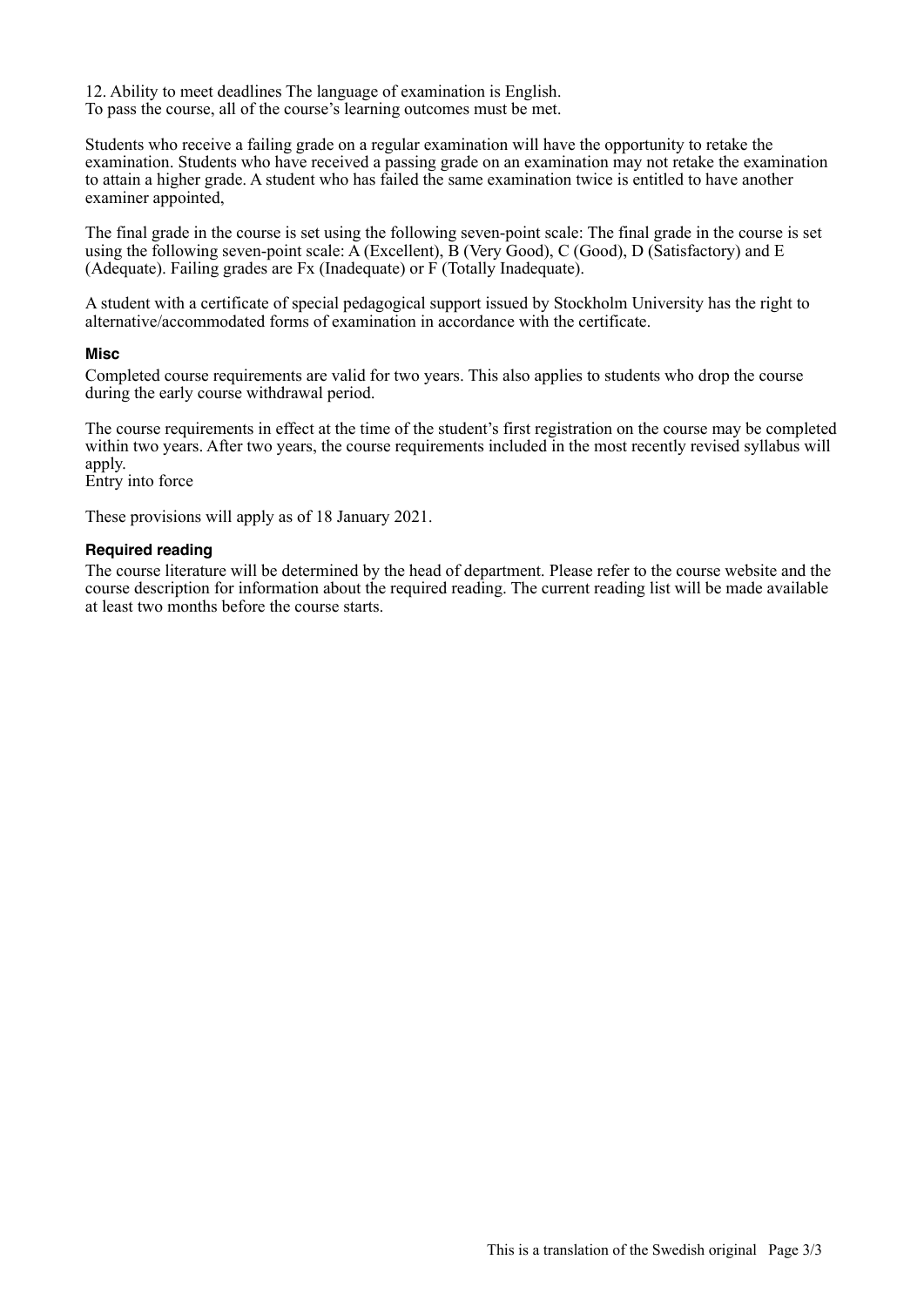12. Ability to meet deadlines The language of examination is English.
To pass the course, all of the course's learning outcomes must be met.

Students who receive a failing grade on a regular examination will have the opportunity to retake the examination. Students who have received a passing grade on an examination may not retake the examination to attain a higher grade. A student who has failed the same examination twice is entitled to have another examiner appointed,

The final grade in the course is set using the following seven-point scale: The final grade in the course is set using the following seven-point scale: A (Excellent), B (Very Good), C (Good), D (Satisfactory) and E (Adequate). Failing grades are Fx (Inadequate) or F (Totally Inadequate).

A student with a certificate of special pedagogical support issued by Stockholm University has the right to alternative/accommodated forms of examination in accordance with the certificate.

### Misc

Completed course requirements are valid for two years. This also applies to students who drop the course during the early course withdrawal period.

The course requirements in effect at the time of the student's first registration on the course may be completed within two years. After two years, the course requirements included in the most recently revised syllabus will apply.
Entry into force

These provisions will apply as of 18 January 2021.

### Required reading

The course literature will be determined by the head of department. Please refer to the course website and the course description for information about the required reading. The current reading list will be made available at least two months before the course starts.

This is a translation of the Swedish original